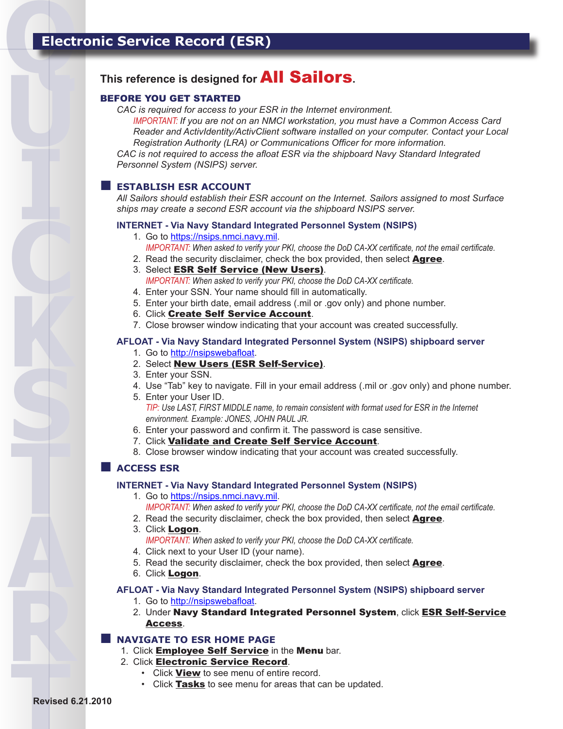# Electronic Service Record (ESR)

This reference is designed for **All Sailors**.

## BEFORE YOU GET STARTED

*CAC is required for access to your ESR in the Internet environment.*

> *IMPORTANT: If you are not on an NMCI workstation, you must have a Common Access Card Reader and ActivIdentity/ActivClient software installed on your computer. Contact your Local Registration Authority (LRA) or Communications Officer for more information.*

*CAC is not required to access the afloat ESR via the shipboard Navy Standard Integrated Personnel System (NSIPS) server.*

## ESTABLISH ESR ACCOUNT

*All Sailors should establish their ESR account on the Internet. Sailors assigned to most Surface ships may create a second ESR account via the shipboard NSIPS server.*

### INTERNET - Via Navy Standard Integrated Personnel System (NSIPS)

1. Go to https://nsips.nmci.navy.mil.
   *IMPORTANT: When asked to verify your PKI, choose the DoD CA-XX certificate, not the email certificate.*
2. Read the security disclaimer, check the box provided, then select **Agree**.
3. Select **ESR Self Service (New Users)**.
   *IMPORTANT: When asked to verify your PKI, choose the DoD CA-XX certificate.*
4. Enter your SSN. Your name should fill in automatically.
5. Enter your birth date, email address (.mil or .gov only) and phone number.
6. Click **Create Self Service Account**.
7. Close browser window indicating that your account was created successfully.

### AFLOAT - Via Navy Standard Integrated Personnel System (NSIPS) shipboard server

1. Go to http://nsipswebafloat.
2. Select **New Users (ESR Self-Service)**.
3. Enter your SSN.
4. Use "Tab" key to navigate. Fill in your email address (.mil or .gov only) and phone number.
5. Enter your User ID.
   *TIP: Use LAST, FIRST MIDDLE name, to remain consistent with format used for ESR in the Internet environment. Example: JONES, JOHN PAUL JR.*
6. Enter your password and confirm it. The password is case sensitive.
7. Click **Validate and Create Self Service Account**.
8. Close browser window indicating that your account was created successfully.

## ACCESS ESR

### INTERNET - Via Navy Standard Integrated Personnel System (NSIPS)

1. Go to https://nsips.nmci.navy.mil.
   *IMPORTANT: When asked to verify your PKI, choose the DoD CA-XX certificate, not the email certificate.*
2. Read the security disclaimer, check the box provided, then select **Agree**.
3. Click **Logon**.
   *IMPORTANT: When asked to verify your PKI, choose the DoD CA-XX certificate.*
4. Click next to your User ID (your name).
5. Read the security disclaimer, check the box provided, then select **Agree**.
6. Click **Logon**.

### AFLOAT - Via Navy Standard Integrated Personnel System (NSIPS) shipboard server

1. Go to http://nsipswebafloat.
2. Under **Navy Standard Integrated Personnel System**, click **ESR Self-Service Access**.

## NAVIGATE TO ESR HOME PAGE

1. Click **Employee Self Service** in the **Menu** bar.
2. Click **Electronic Service Record**.
   - Click **View** to see menu of entire record.
   - Click **Tasks** to see menu for areas that can be updated.

Revised 6.21.2010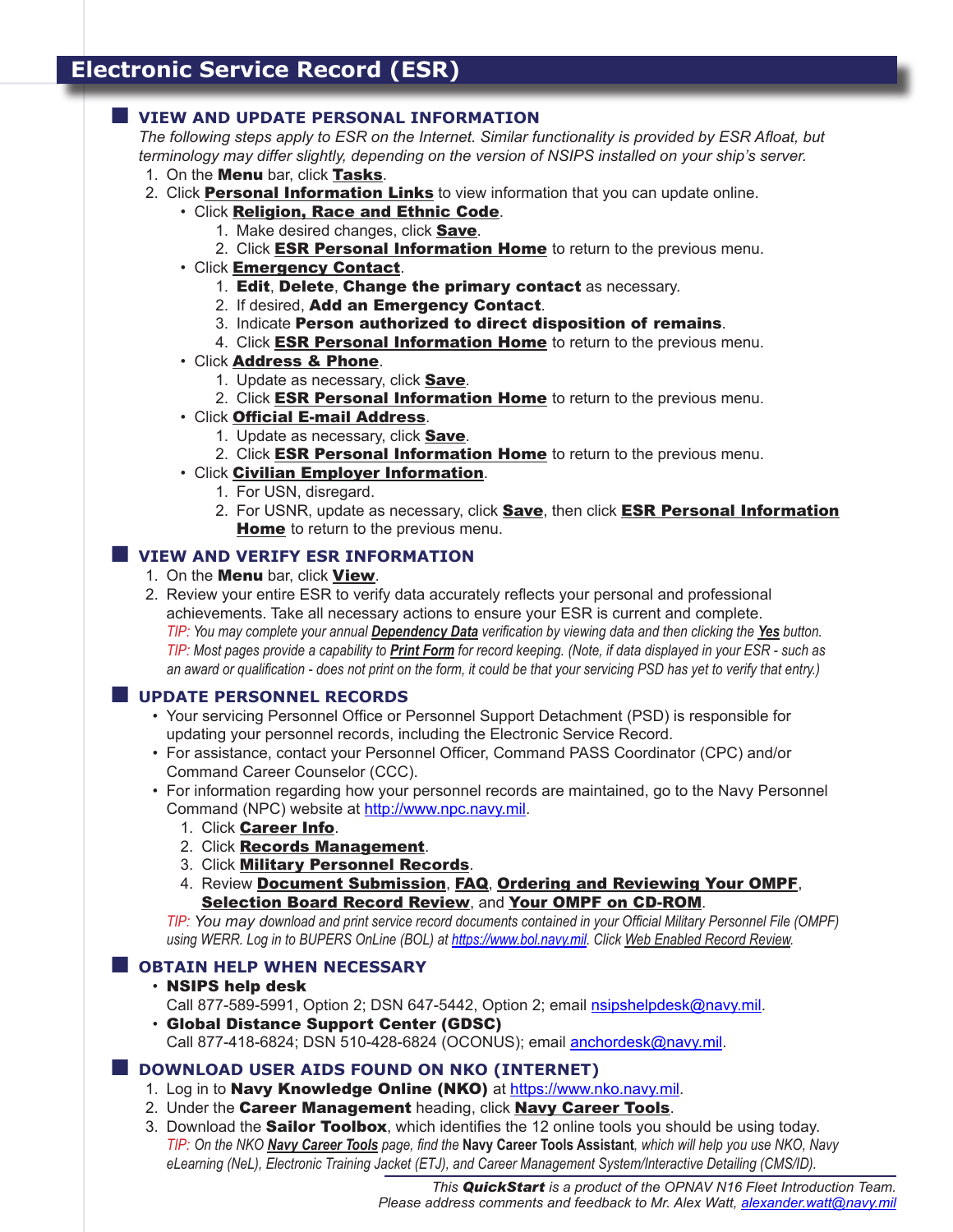# Electronic Service Record (ESR)

## VIEW AND UPDATE PERSONAL INFORMATION

*The following steps apply to ESR on the Internet. Similar functionality is provided by ESR Afloat, but terminology may differ slightly, depending on the version of NSIPS installed on your ship's server.*

1. On the **Menu** bar, click **Tasks**.
2. Click **Personal Information Links** to view information that you can update online.
   - Click **Religion, Race and Ethnic Code**.
     1. Make desired changes, click **Save**.
     2. Click **ESR Personal Information Home** to return to the previous menu.
   - Click **Emergency Contact**.
     1. **Edit**, **Delete**, **Change the primary contact** as necessary.
     2. If desired, **Add an Emergency Contact**.
     3. Indicate **Person authorized to direct disposition of remains**.
     4. Click **ESR Personal Information Home** to return to the previous menu.
   - Click **Address & Phone**.
     1. Update as necessary, click **Save**.
     2. Click **ESR Personal Information Home** to return to the previous menu.
   - Click **Official E-mail Address**.
     1. Update as necessary, click **Save**.
     2. Click **ESR Personal Information Home** to return to the previous menu.
   - Click **Civilian Employer Information**.
     1. For USN, disregard.
     2. For USNR, update as necessary, click **Save**, then click **ESR Personal Information Home** to return to the previous menu.

## VIEW AND VERIFY ESR INFORMATION

1. On the **Menu** bar, click **View**.
2. Review your entire ESR to verify data accurately reflects your personal and professional achievements. Take all necessary actions to ensure your ESR is current and complete.
   *TIP: You may complete your annual* ***Dependency Data*** *verification by viewing data and then clicking the* ***Yes*** *button.*
   *TIP: Most pages provide a capability to* ***Print Form*** *for record keeping. (Note, if data displayed in your ESR - such as an award or qualification - does not print on the form, it could be that your servicing PSD has yet to verify that entry.)*

## UPDATE PERSONNEL RECORDS

- Your servicing Personnel Office or Personnel Support Detachment (PSD) is responsible for updating your personnel records, including the Electronic Service Record.
- For assistance, contact your Personnel Officer, Command PASS Coordinator (CPC) and/or Command Career Counselor (CCC).
- For information regarding how your personnel records are maintained, go to the Navy Personnel Command (NPC) website at http://www.npc.navy.mil.
  1. Click **Career Info**.
  2. Click **Records Management**.
  3. Click **Military Personnel Records**.
  4. Review **Document Submission**, **FAQ**, **Ordering and Reviewing Your OMPF**, **Selection Board Record Review**, and **Your OMPF on CD-ROM**.

  *TIP: You may download and print service record documents contained in your Official Military Personnel File (OMPF) using WERR. Log in to BUPERS OnLine (BOL) at https://www.bol.navy.mil. Click Web Enabled Record Review.*

## OBTAIN HELP WHEN NECESSARY

- **NSIPS help desk**
  Call 877-589-5991, Option 2; DSN 647-5442, Option 2; email nsipshelpdesk@navy.mil.
- **Global Distance Support Center (GDSC)**
  Call 877-418-6824; DSN 510-428-6824 (OCONUS); email anchordesk@navy.mil.

## DOWNLOAD USER AIDS FOUND ON NKO (INTERNET)

1. Log in to **Navy Knowledge Online (NKO)** at https://www.nko.navy.mil.
2. Under the **Career Management** heading, click **Navy Career Tools**.
3. Download the **Sailor Toolbox**, which identifies the 12 online tools you should be using today.
   *TIP: On the NKO* ***Navy Career Tools*** *page, find the* ***Navy Career Tools Assistant****, which will help you use NKO, Navy eLearning (NeL), Electronic Training Jacket (ETJ), and Career Management System/Interactive Detailing (CMS/ID).*

*This* ***QuickStart*** *is a product of the OPNAV N16 Fleet Introduction Team.*
*Please address comments and feedback to Mr. Alex Watt, alexander.watt@navy.mil*